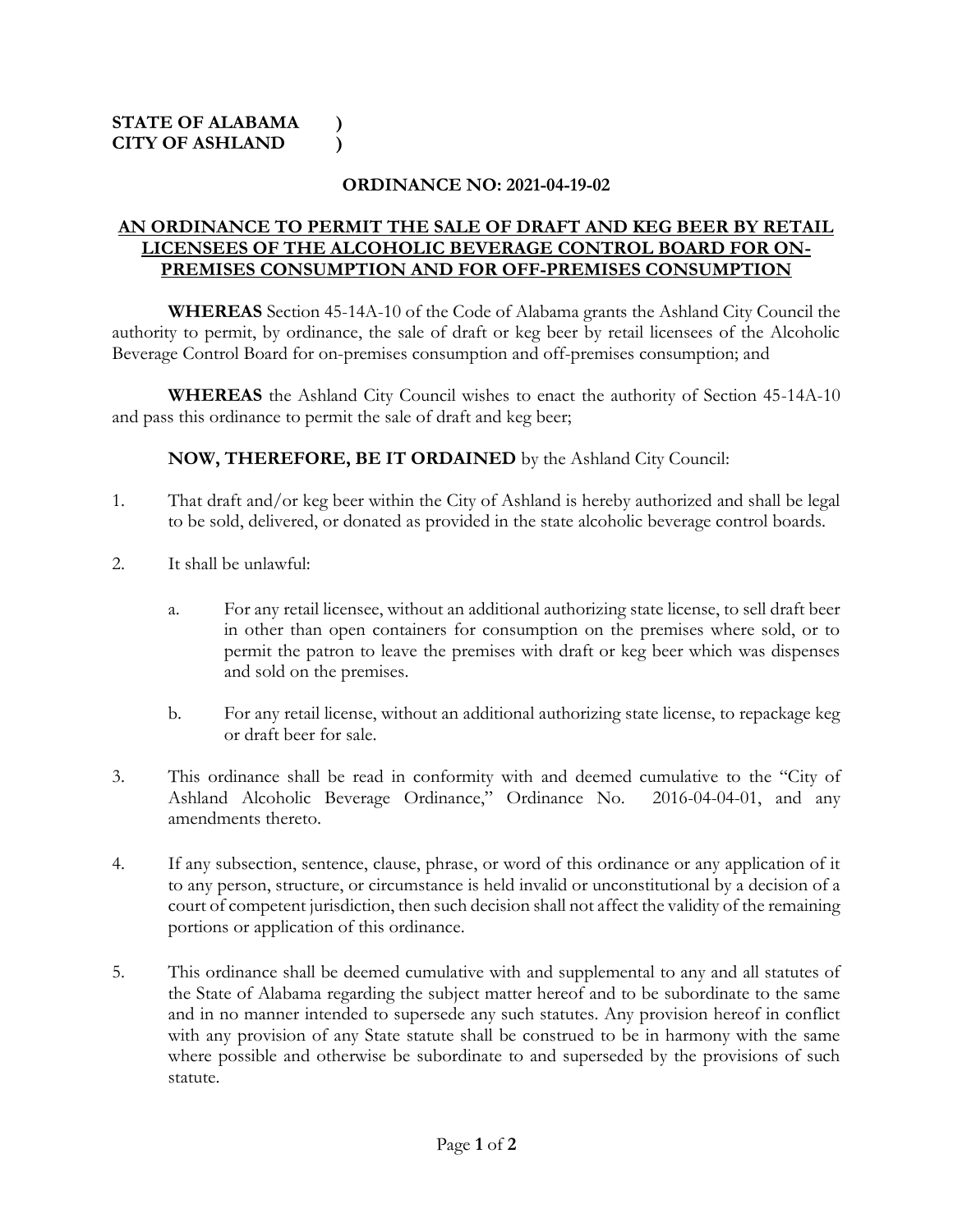**STATE OF ALABAMA )**
**CITY OF ASHLAND )**

**ORDINANCE NO: 2021-04-19-02**

**AN ORDINANCE TO PERMIT THE SALE OF DRAFT AND KEG BEER BY RETAIL LICENSEES OF THE ALCOHOLIC BEVERAGE CONTROL BOARD FOR ON-PREMISES CONSUMPTION AND FOR OFF-PREMISES CONSUMPTION**

**WHEREAS** Section 45-14A-10 of the Code of Alabama grants the Ashland City Council the authority to permit, by ordinance, the sale of draft or keg beer by retail licensees of the Alcoholic Beverage Control Board for on-premises consumption and off-premises consumption; and

**WHEREAS** the Ashland City Council wishes to enact the authority of Section 45-14A-10 and pass this ordinance to permit the sale of draft and keg beer;

**NOW, THEREFORE, BE IT ORDAINED** by the Ashland City Council:

1. That draft and/or keg beer within the City of Ashland is hereby authorized and shall be legal to be sold, delivered, or donated as provided in the state alcoholic beverage control boards.

2. It shall be unlawful:

   a. For any retail licensee, without an additional authorizing state license, to sell draft beer in other than open containers for consumption on the premises where sold, or to permit the patron to leave the premises with draft or keg beer which was dispenses and sold on the premises.

   b. For any retail license, without an additional authorizing state license, to repackage keg or draft beer for sale.

3. This ordinance shall be read in conformity with and deemed cumulative to the "City of Ashland Alcoholic Beverage Ordinance," Ordinance No. 2016-04-04-01, and any amendments thereto.

4. If any subsection, sentence, clause, phrase, or word of this ordinance or any application of it to any person, structure, or circumstance is held invalid or unconstitutional by a decision of a court of competent jurisdiction, then such decision shall not affect the validity of the remaining portions or application of this ordinance.

5. This ordinance shall be deemed cumulative with and supplemental to any and all statutes of the State of Alabama regarding the subject matter hereof and to be subordinate to the same and in no manner intended to supersede any such statutes. Any provision hereof in conflict with any provision of any State statute shall be construed to be in harmony with the same where possible and otherwise be subordinate to and superseded by the provisions of such statute.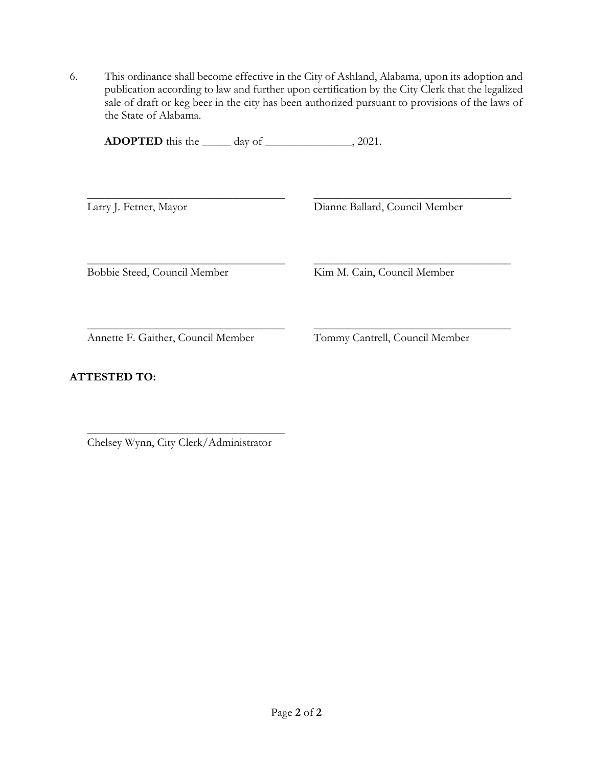6. This ordinance shall become effective in the City of Ashland, Alabama, upon its adoption and publication according to law and further upon certification by the City Clerk that the legalized sale of draft or keg beer in the city has been authorized pursuant to provisions of the laws of the State of Alabama.

**ADOPTED** this the _____ day of _______________, 2021.

___________________________________
Larry J. Fetner, Mayor

___________________________________
Dianne Ballard, Council Member

___________________________________
Bobbie Steed, Council Member

___________________________________
Kim M. Cain, Council Member

___________________________________
Annette F. Gaither, Council Member

___________________________________
Tommy Cantrell, Council Member

**ATTESTED TO:**

___________________________________
Chelsey Wynn, City Clerk/Administrator